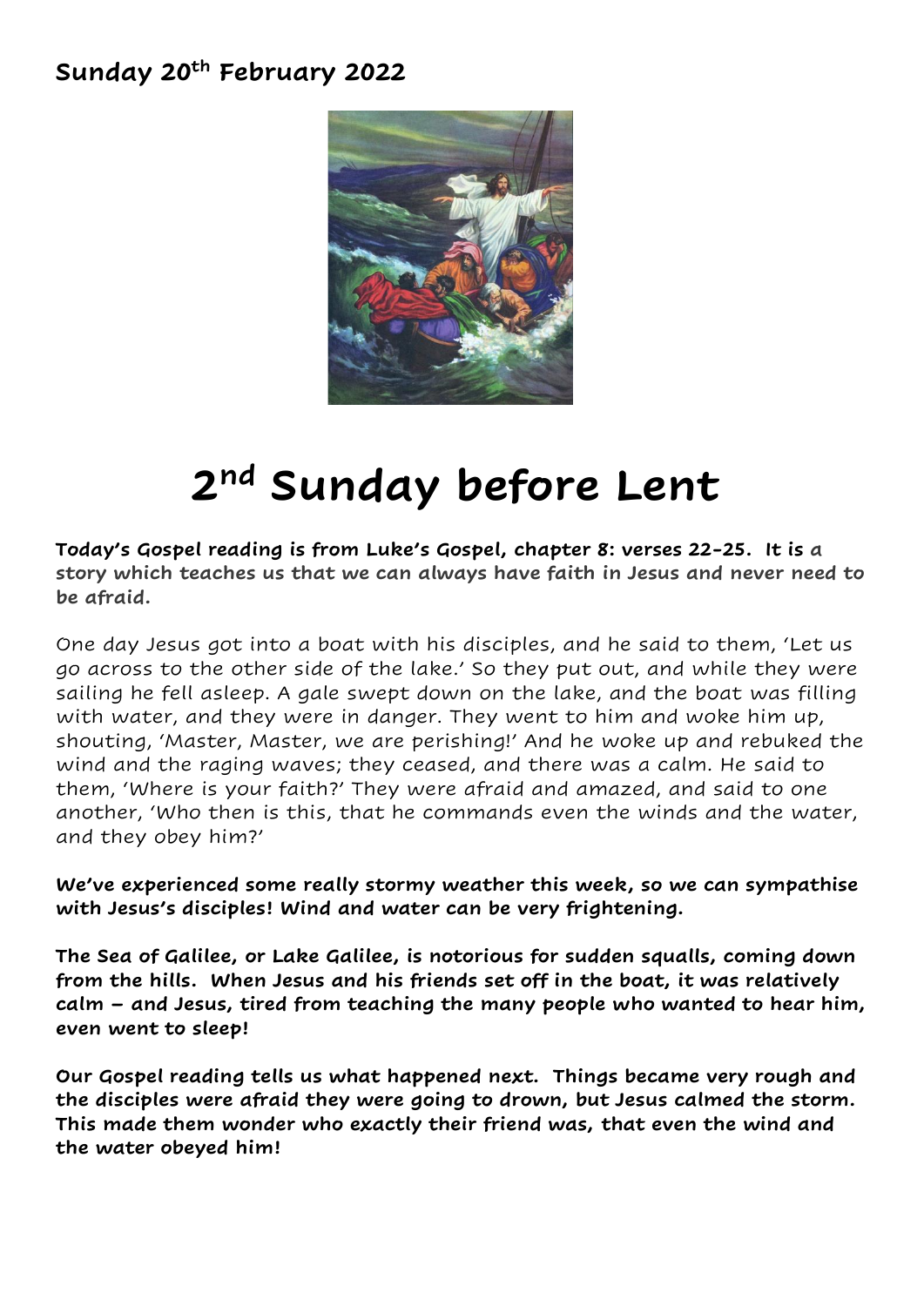**Sunday 20th February 2022**

# 2nd Sunday before Lent

**Today's Gospel reading is from Luke's Gospel, chapter 8: verses 22-25. It is a story which teaches us that we can always have faith in Jesus and never need to be afraid.**

One day Jesus got into a boat with his disciples, and he said to them, 'Let us go across to the other side of the lake.' So they put out, and while they were sailing he fell asleep. A gale swept down on the lake, and the boat was filling with water, and they were in danger. They went to him and woke him up, shouting, 'Master, Master, we are perishing!' And he woke up and rebuked the wind and the raging waves; they ceased, and there was a calm. He said to them, 'Where is your faith?' They were afraid and amazed, and said to one another, 'Who then is this, that he commands even the winds and the water, and they obey him?'

**We've experienced some really stormy weather this week, so we can sympathise with Jesus's disciples! Wind and water can be very frightening.**

**The Sea of Galilee, or Lake Galilee, is notorious for sudden squalls, coming down from the hills. When Jesus and his friends set off in the boat, it was relatively calm – and Jesus, tired from teaching the many people who wanted to hear him, even went to sleep!**

**Our Gospel reading tells us what happened next. Things became very rough and the disciples were afraid they were going to drown, but Jesus calmed the storm. This made them wonder who exactly their friend was, that even the wind and the water obeyed him!**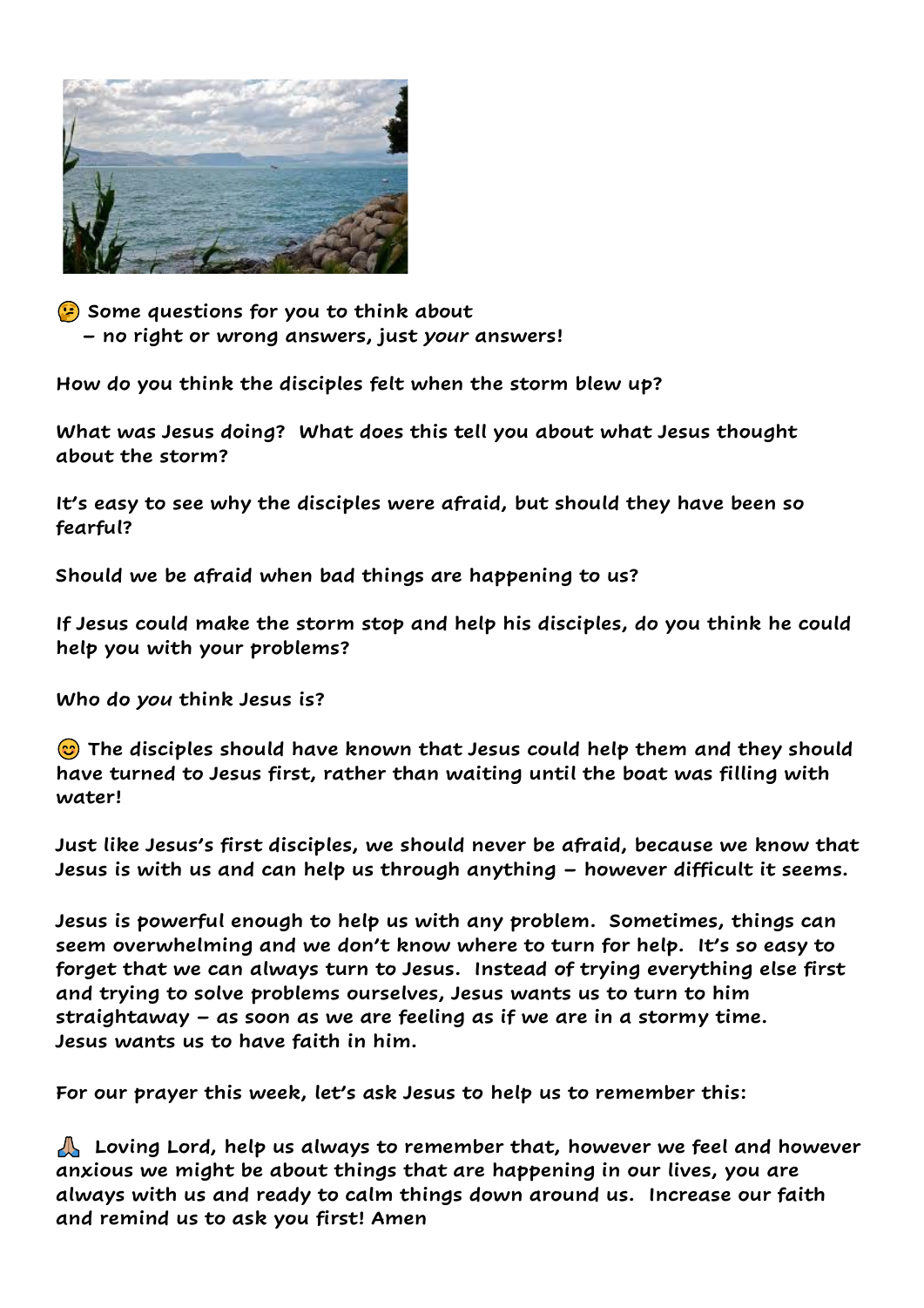🤔 **Some questions for you to think about**
**– no right or wrong answers, just *your* answers!**

**How do you think the disciples felt when the storm blew up?**

**What was Jesus doing? What does this tell you about what Jesus thought about the storm?**

**It's easy to see why the disciples were afraid, but should they have been so fearful?**

**Should we be afraid when bad things are happening to us?**

**If Jesus could make the storm stop and help his disciples, do you think he could help you with your problems?**

**Who do *you* think Jesus is?**

😊 **The disciples should have known that Jesus could help them and they should have turned to Jesus first, rather than waiting until the boat was filling with water!**

**Just like Jesus's first disciples, we should never be afraid, because we know that Jesus is with us and can help us through anything – however difficult it seems.**

**Jesus is powerful enough to help us with any problem. Sometimes, things can seem overwhelming and we don't know where to turn for help. It's so easy to forget that we can always turn to Jesus. Instead of trying everything else first and trying to solve problems ourselves, Jesus wants us to turn to him straightaway – as soon as we are feeling as if we are in a stormy time. Jesus wants us to have faith in him.**

**For our prayer this week, let's ask Jesus to help us to remember this:**

🙏 **Loving Lord, help us always to remember that, however we feel and however anxious we might be about things that are happening in our lives, you are always with us and ready to calm things down around us. Increase our faith and remind us to ask you first! Amen**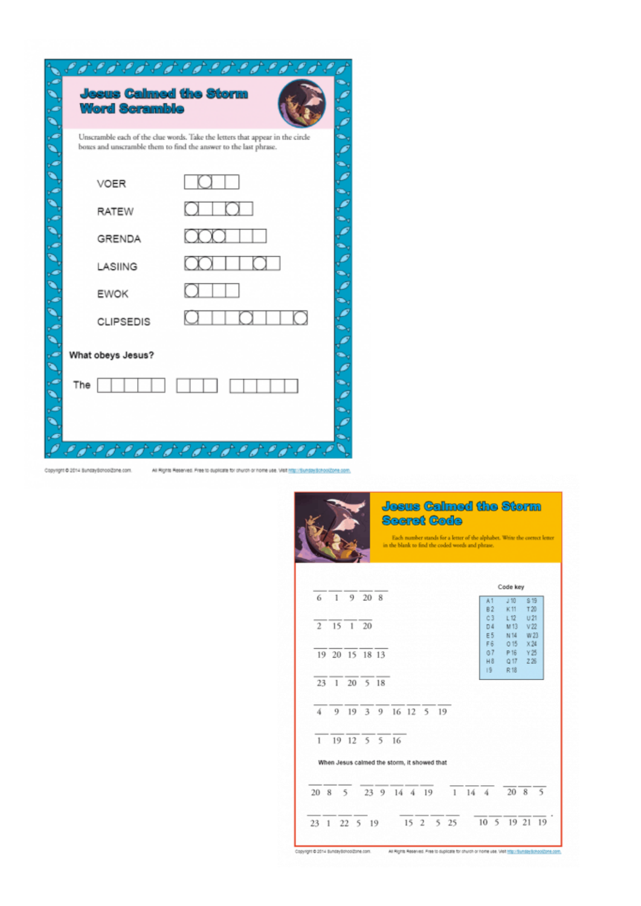# Jesus Calmed the Storm Word Scramble

Unscramble each of the clue words. Take the letters that appear in the circle boxes and unscramble them to find the answer to the last phrase.

VOER ☐◯☐☐

RATEW ◯☐☐◯☐

GRENDA ◯◯◯☐☐☐

LASIING ◯◯☐☐☐◯☐

EWOK ◯☐☐☐

CLIPSEDIS ◯☐☐☐◯☐☐☐◯

**What obeys Jesus?**

The ☐☐☐☐☐ ☐☐☐ ☐☐☐☐☐

Copyright © 2014 SundaySchoolZone.com. All Rights Reserved. Free to duplicate for church or home use. Visit http://SundaySchoolZone.com.

# Jesus Calmed the Storm Secret Code

Each number stands for a letter of the alphabet. Write the correct letter in the blank to find the coded words and phrase.

___ ___ ___ ___ ___
6 1 9 20 8

___ ___ ___ ___
2 15 1 20

___ ___ ___ ___ ___
19 20 15 18 13

___ ___ ___ ___ ___
23 1 20 5 18

___ ___ ___ ___ ___ ___ ___ ___ ___
4 9 19 3 9 16 12 5 19

___ ___ ___ ___ ___ ___
1 19 12 5 5 16

When Jesus calmed the storm, it showed that

___ ___ ___ ___ ___ ___ ___ ___ ___ ___ ___ ___ ___ ___
20 8 5 23 9 14 4 19 1 14 4 20 8 5

___ ___ ___ ___ ___ ___ ___ ___ ___ ___ ___ ___ ___ ___ ___ .
23 1 22 5 19 15 2 5 25 10 5 19 21 19

**Code key**

| | | |
|---|---|---|
| A 1 | J 10 | S 19 |
| B 2 | K 11 | T 20 |
| C 3 | L 12 | U 21 |
| D 4 | M 13 | V 22 |
| E 5 | N 14 | W 23 |
| F 6 | O 15 | X 24 |
| G 7 | P 16 | Y 25 |
| H 8 | Q 17 | Z 26 |
| I 9 | R 18 | |

Copyright © 2014 SundaySchoolZone.com. All Rights Reserved. Free to duplicate for church or home use. Visit http://SundaySchoolZone.com.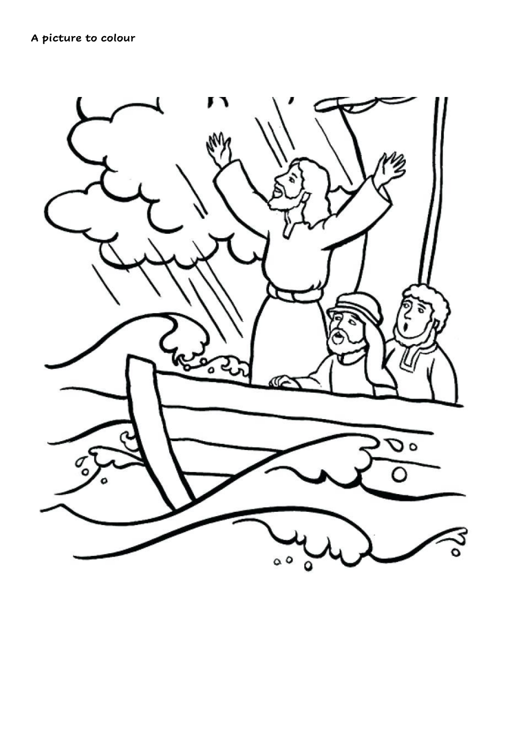**A picture to colour**